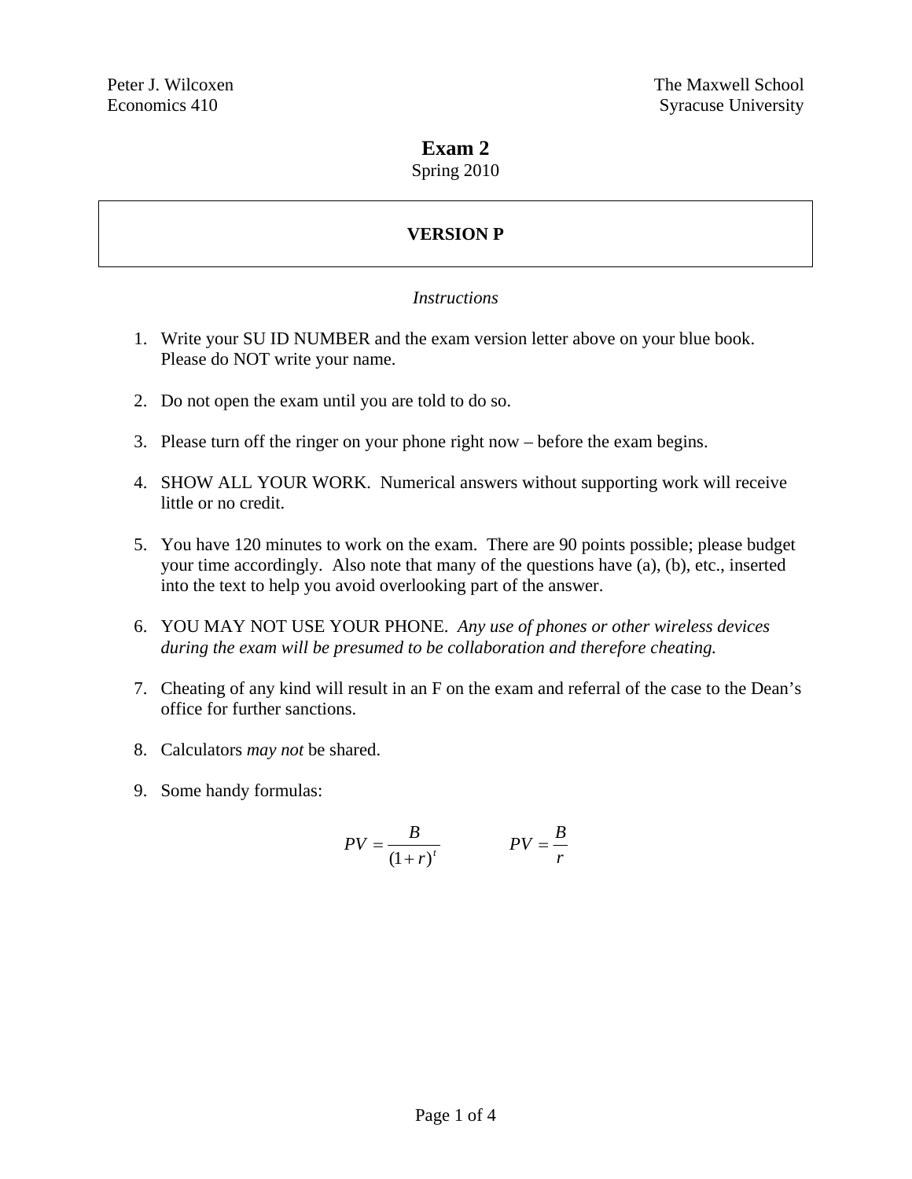Peter J. Wilcoxen
Economics 410

The Maxwell School
Syracuse University

# Exam 2

Spring 2010

**VERSION P**

*Instructions*

1. Write your SU ID NUMBER and the exam version letter above on your blue book. Please do NOT write your name.

2. Do not open the exam until you are told to do so.

3. Please turn off the ringer on your phone right now – before the exam begins.

4. SHOW ALL YOUR WORK. Numerical answers without supporting work will receive little or no credit.

5. You have 120 minutes to work on the exam. There are 90 points possible; please budget your time accordingly. Also note that many of the questions have (a), (b), etc., inserted into the text to help you avoid overlooking part of the answer.

6. YOU MAY NOT USE YOUR PHONE. *Any use of phones or other wireless devices during the exam will be presumed to be collaboration and therefore cheating.*

7. Cheating of any kind will result in an F on the exam and referral of the case to the Dean's office for further sanctions.

8. Calculators *may not* be shared.

9. Some handy formulas:

$$PV = \frac{B}{(1+r)^t} \qquad PV = \frac{B}{r}$$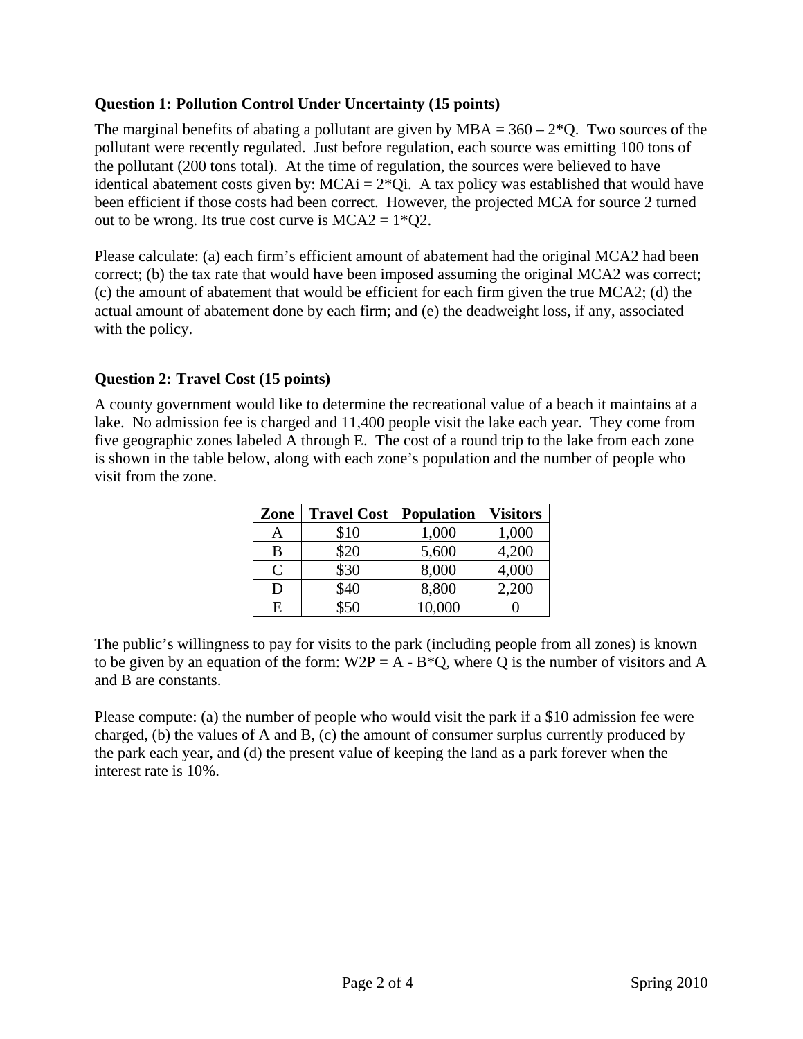**Question 1: Pollution Control Under Uncertainty (15 points)**

The marginal benefits of abating a pollutant are given by $MBA = 360 - 2*Q$. Two sources of the pollutant were recently regulated. Just before regulation, each source was emitting 100 tons of the pollutant (200 tons total). At the time of regulation, the sources were believed to have identical abatement costs given by: $MCAi = 2*Qi$. A tax policy was established that would have been efficient if those costs had been correct. However, the projected MCA for source 2 turned out to be wrong. Its true cost curve is $MCA2 = 1*Q2$.

Please calculate: (a) each firm's efficient amount of abatement had the original MCA2 had been correct; (b) the tax rate that would have been imposed assuming the original MCA2 was correct; (c) the amount of abatement that would be efficient for each firm given the true MCA2; (d) the actual amount of abatement done by each firm; and (e) the deadweight loss, if any, associated with the policy.

**Question 2: Travel Cost (15 points)**

A county government would like to determine the recreational value of a beach it maintains at a lake. No admission fee is charged and 11,400 people visit the lake each year. They come from five geographic zones labeled A through E. The cost of a round trip to the lake from each zone is shown in the table below, along with each zone's population and the number of people who visit from the zone.

| Zone | Travel Cost | Population | Visitors |
|---|---|---|---|
| A | \$10 | 1,000 | 1,000 |
| B | \$20 | 5,600 | 4,200 |
| C | \$30 | 8,000 | 4,000 |
| D | \$40 | 8,800 | 2,200 |
| E | \$50 | 10,000 | 0 |

The public's willingness to pay for visits to the park (including people from all zones) is known to be given by an equation of the form: $W2P = A - B*Q$, where Q is the number of visitors and A and B are constants.

Please compute: (a) the number of people who would visit the park if a \$10 admission fee were charged, (b) the values of A and B, (c) the amount of consumer surplus currently produced by the park each year, and (d) the present value of keeping the land as a park forever when the interest rate is 10%.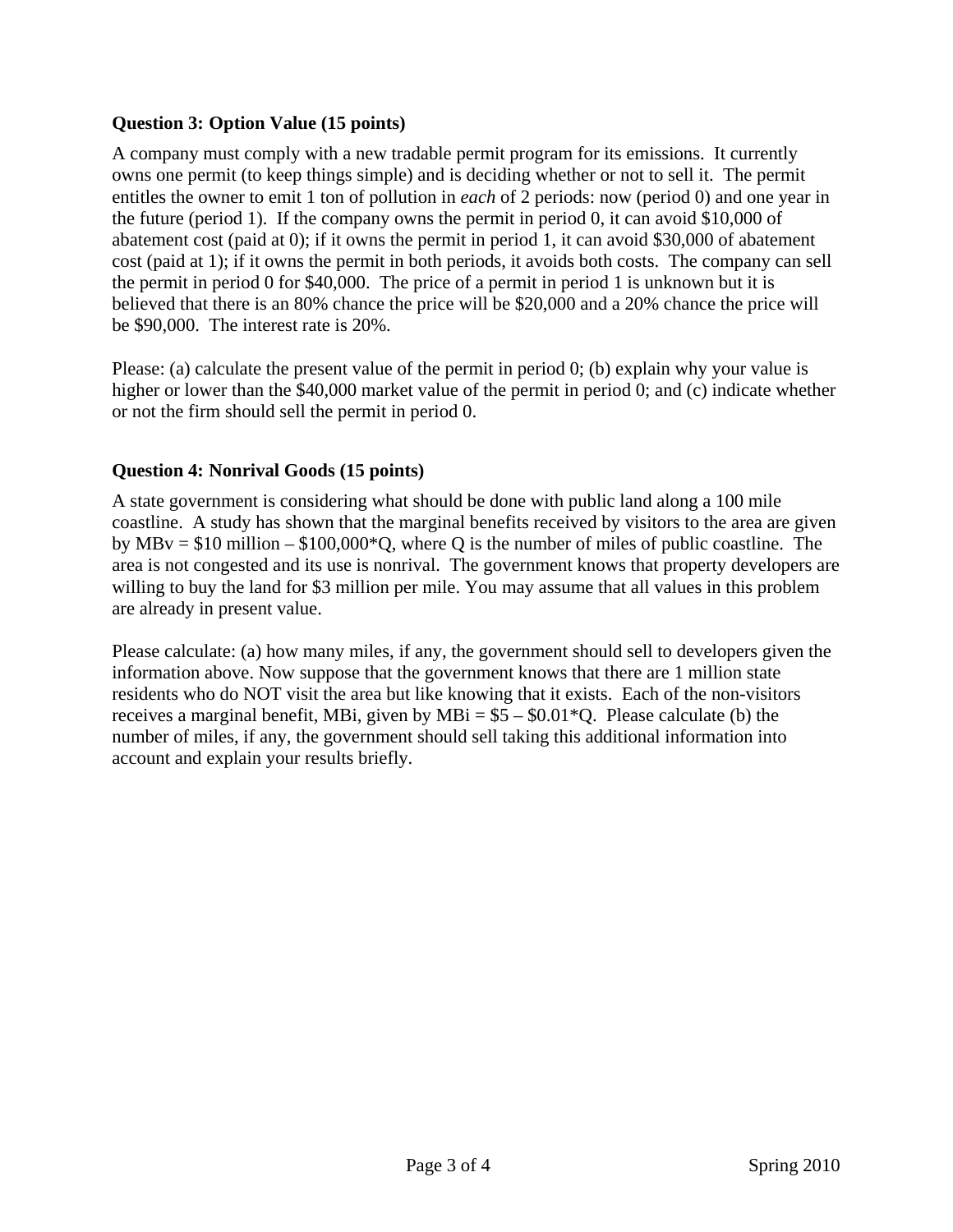**Question 3: Option Value (15 points)**

A company must comply with a new tradable permit program for its emissions. It currently owns one permit (to keep things simple) and is deciding whether or not to sell it. The permit entitles the owner to emit 1 ton of pollution in *each* of 2 periods: now (period 0) and one year in the future (period 1). If the company owns the permit in period 0, it can avoid $10,000 of abatement cost (paid at 0); if it owns the permit in period 1, it can avoid $30,000 of abatement cost (paid at 1); if it owns the permit in both periods, it avoids both costs. The company can sell the permit in period 0 for $40,000. The price of a permit in period 1 is unknown but it is believed that there is an 80% chance the price will be $20,000 and a 20% chance the price will be $90,000. The interest rate is 20%.

Please: (a) calculate the present value of the permit in period 0; (b) explain why your value is higher or lower than the $40,000 market value of the permit in period 0; and (c) indicate whether or not the firm should sell the permit in period 0.

**Question 4: Nonrival Goods (15 points)**

A state government is considering what should be done with public land along a 100 mile coastline. A study has shown that the marginal benefits received by visitors to the area are given by $MBv = \$10 \text{ million} - \$100{,}000*Q$, where Q is the number of miles of public coastline. The area is not congested and its use is nonrival. The government knows that property developers are willing to buy the land for $3 million per mile. You may assume that all values in this problem are already in present value.

Please calculate: (a) how many miles, if any, the government should sell to developers given the information above. Now suppose that the government knows that there are 1 million state residents who do NOT visit the area but like knowing that it exists. Each of the non-visitors receives a marginal benefit, MBi, given by $MBi = \$5 - \$0.01*Q$. Please calculate (b) the number of miles, if any, the government should sell taking this additional information into account and explain your results briefly.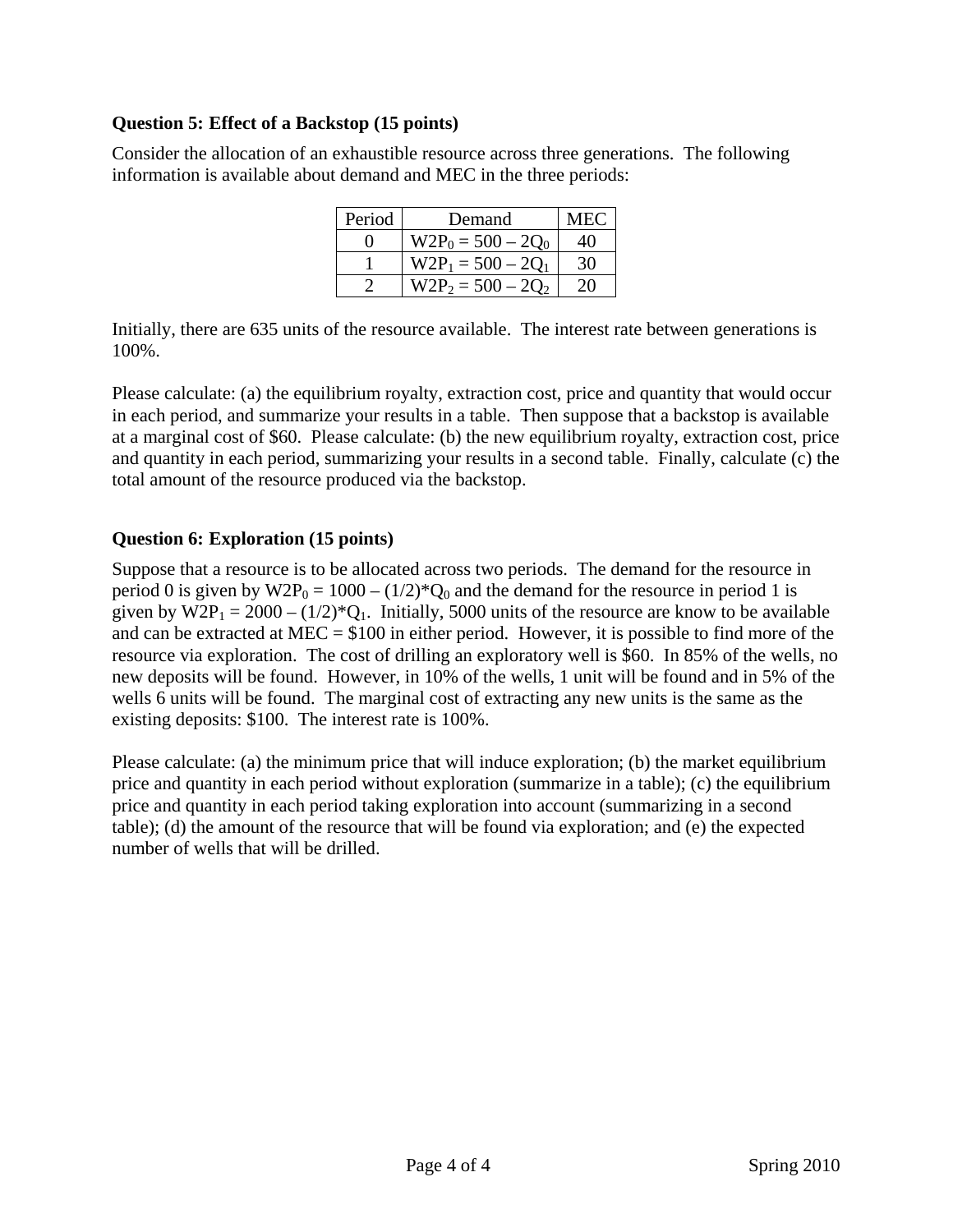**Question 5: Effect of a Backstop (15 points)**

Consider the allocation of an exhaustible resource across three generations. The following information is available about demand and MEC in the three periods:

| Period | Demand | MEC |
|---|---|---|
| 0 | $W2P_0 = 500 - 2Q_0$ | 40 |
| 1 | $W2P_1 = 500 - 2Q_1$ | 30 |
| 2 | $W2P_2 = 500 - 2Q_2$ | 20 |

Initially, there are 635 units of the resource available. The interest rate between generations is 100%.

Please calculate: (a) the equilibrium royalty, extraction cost, price and quantity that would occur in each period, and summarize your results in a table. Then suppose that a backstop is available at a marginal cost of $60. Please calculate: (b) the new equilibrium royalty, extraction cost, price and quantity in each period, summarizing your results in a second table. Finally, calculate (c) the total amount of the resource produced via the backstop.

**Question 6: Exploration (15 points)**

Suppose that a resource is to be allocated across two periods. The demand for the resource in period 0 is given by $W2P_0 = 1000 - (1/2)*Q_0$ and the demand for the resource in period 1 is given by $W2P_1 = 2000 - (1/2)*Q_1$. Initially, 5000 units of the resource are know to be available and can be extracted at MEC = $100 in either period. However, it is possible to find more of the resource via exploration. The cost of drilling an exploratory well is $60. In 85% of the wells, no new deposits will be found. However, in 10% of the wells, 1 unit will be found and in 5% of the wells 6 units will be found. The marginal cost of extracting any new units is the same as the existing deposits: $100. The interest rate is 100%.

Please calculate: (a) the minimum price that will induce exploration; (b) the market equilibrium price and quantity in each period without exploration (summarize in a table); (c) the equilibrium price and quantity in each period taking exploration into account (summarizing in a second table); (d) the amount of the resource that will be found via exploration; and (e) the expected number of wells that will be drilled.